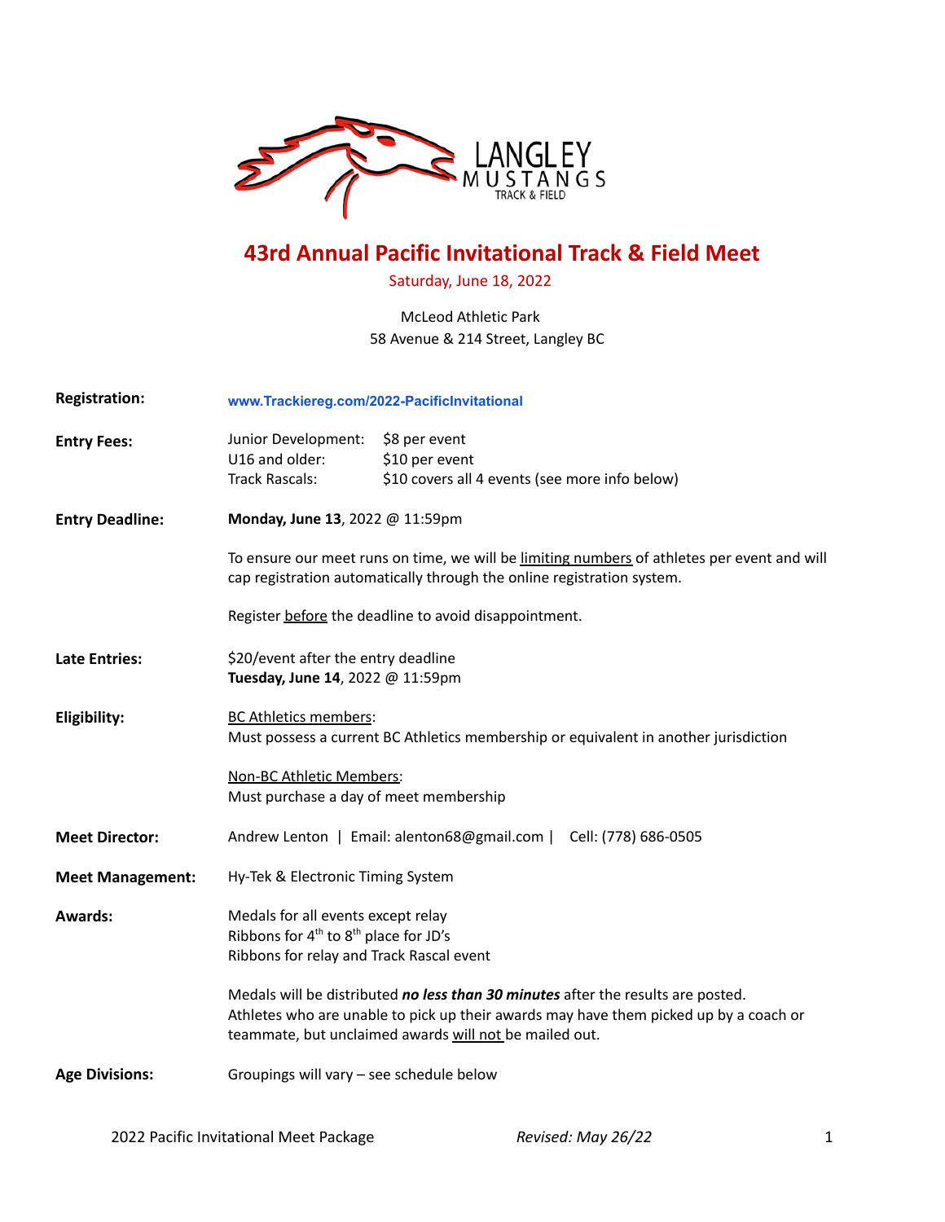# 43rd Annual Pacific Invitational Track & Field Meet

Saturday, June 18, 2022

McLeod Athletic Park
58 Avenue & 214 Street, Langley BC

**Registration:** www.Trackiereg.com/2022-PacificInvitational

**Entry Fees:**

| | |
|---|---|
| Junior Development: | $8 per event |
| U16 and older: | $10 per event |
| Track Rascals: | $10 covers all 4 events (see more info below) |

**Entry Deadline:** **Monday, June 13**, 2022 @ 11:59pm

To ensure our meet runs on time, we will be limiting numbers of athletes per event and will cap registration automatically through the online registration system.

Register before the deadline to avoid disappointment.

**Late Entries:** $20/event after the entry deadline
**Tuesday, June 14**, 2022 @ 11:59pm

**Eligibility:**

BC Athletics members:
Must possess a current BC Athletics membership or equivalent in another jurisdiction

Non-BC Athletic Members:
Must purchase a day of meet membership

**Meet Director:** Andrew Lenton | Email: alenton68@gmail.com | Cell: (778) 686-0505

**Meet Management:** Hy-Tek & Electronic Timing System

**Awards:**

Medals for all events except relay
Ribbons for 4th to 8th place for JD's
Ribbons for relay and Track Rascal event

Medals will be distributed ***no less than 30 minutes*** after the results are posted. Athletes who are unable to pick up their awards may have them picked up by a coach or teammate, but unclaimed awards will not be mailed out.

**Age Divisions:** Groupings will vary – see schedule below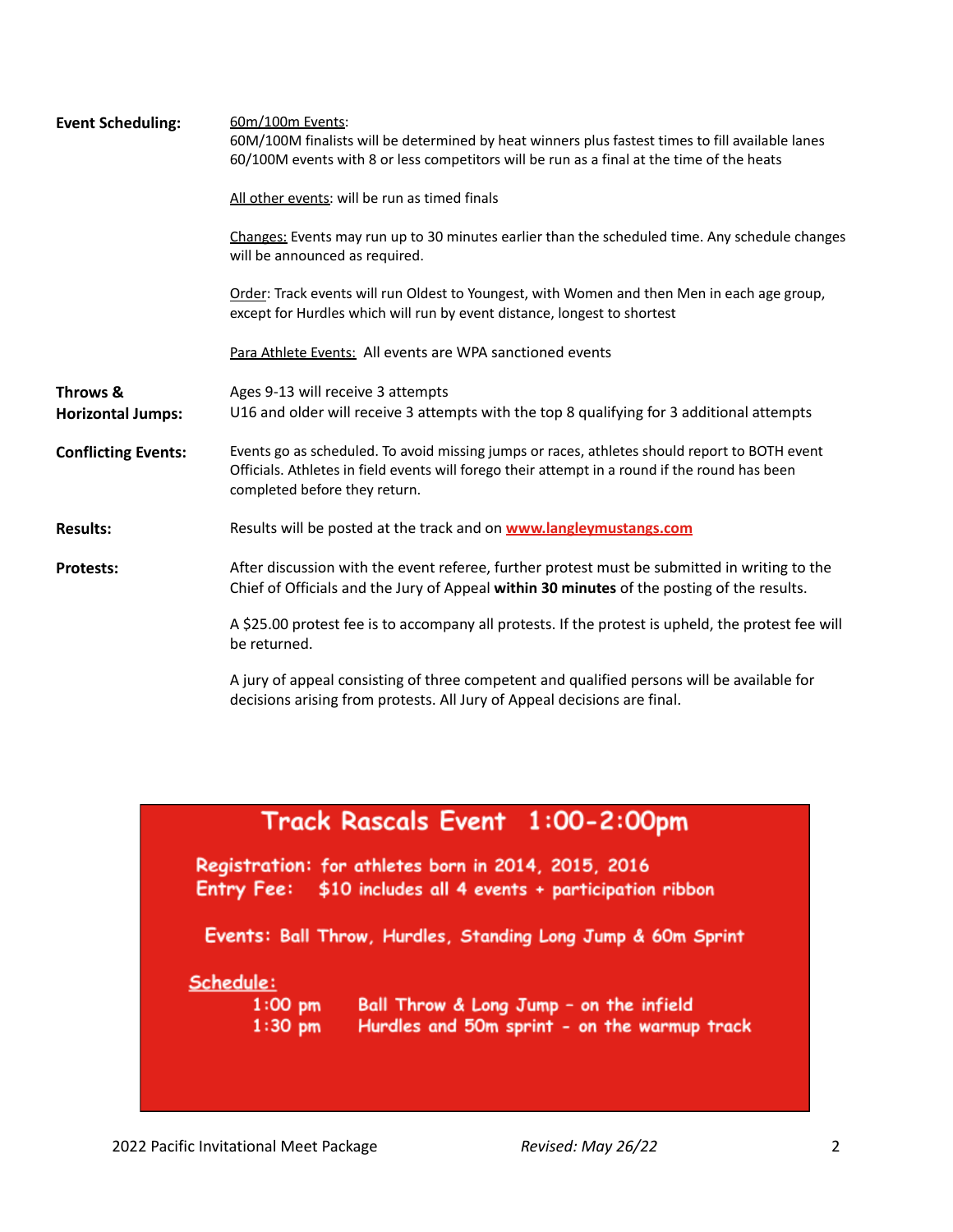**Event Scheduling:**

<u>60m/100m Events</u>:
60M/100M finalists will be determined by heat winners plus fastest times to fill available lanes
60/100M events with 8 or less competitors will be run as a final at the time of the heats

<u>All other events</u>: will be run as timed finals

<u>Changes:</u> Events may run up to 30 minutes earlier than the scheduled time. Any schedule changes will be announced as required.

<u>Order</u>: Track events will run Oldest to Youngest, with Women and then Men in each age group, except for Hurdles which will run by event distance, longest to shortest

<u>Para Athlete Events:</u> All events are WPA sanctioned events

**Throws & Horizontal Jumps:**

Ages 9-13 will receive 3 attempts
U16 and older will receive 3 attempts with the top 8 qualifying for 3 additional attempts

**Conflicting Events:**

Events go as scheduled. To avoid missing jumps or races, athletes should report to BOTH event Officials. Athletes in field events will forego their attempt in a round if the round has been completed before they return.

**Results:**

Results will be posted at the track and on **www.langleymustangs.com**

**Protests:**

After discussion with the event referee, further protest must be submitted in writing to the Chief of Officials and the Jury of Appeal **within 30 minutes** of the posting of the results.

A $25.00 protest fee is to accompany all protests. If the protest is upheld, the protest fee will be returned.

A jury of appeal consisting of three competent and qualified persons will be available for decisions arising from protests. All Jury of Appeal decisions are final.

## Track Rascals Event 1:00-2:00pm

**Registration:** for athletes born in 2014, 2015, 2016
**Entry Fee:** $10 includes all 4 events + participation ribbon

**Events:** Ball Throw, Hurdles, Standing Long Jump & 60m Sprint

<u>Schedule:</u>

| | |
|---|---|
| 1:00 pm | Ball Throw & Long Jump - on the infield |
| 1:30 pm | Hurdles and 50m sprint - on the warmup track |

2022 Pacific Invitational Meet Package *Revised: May 26/22*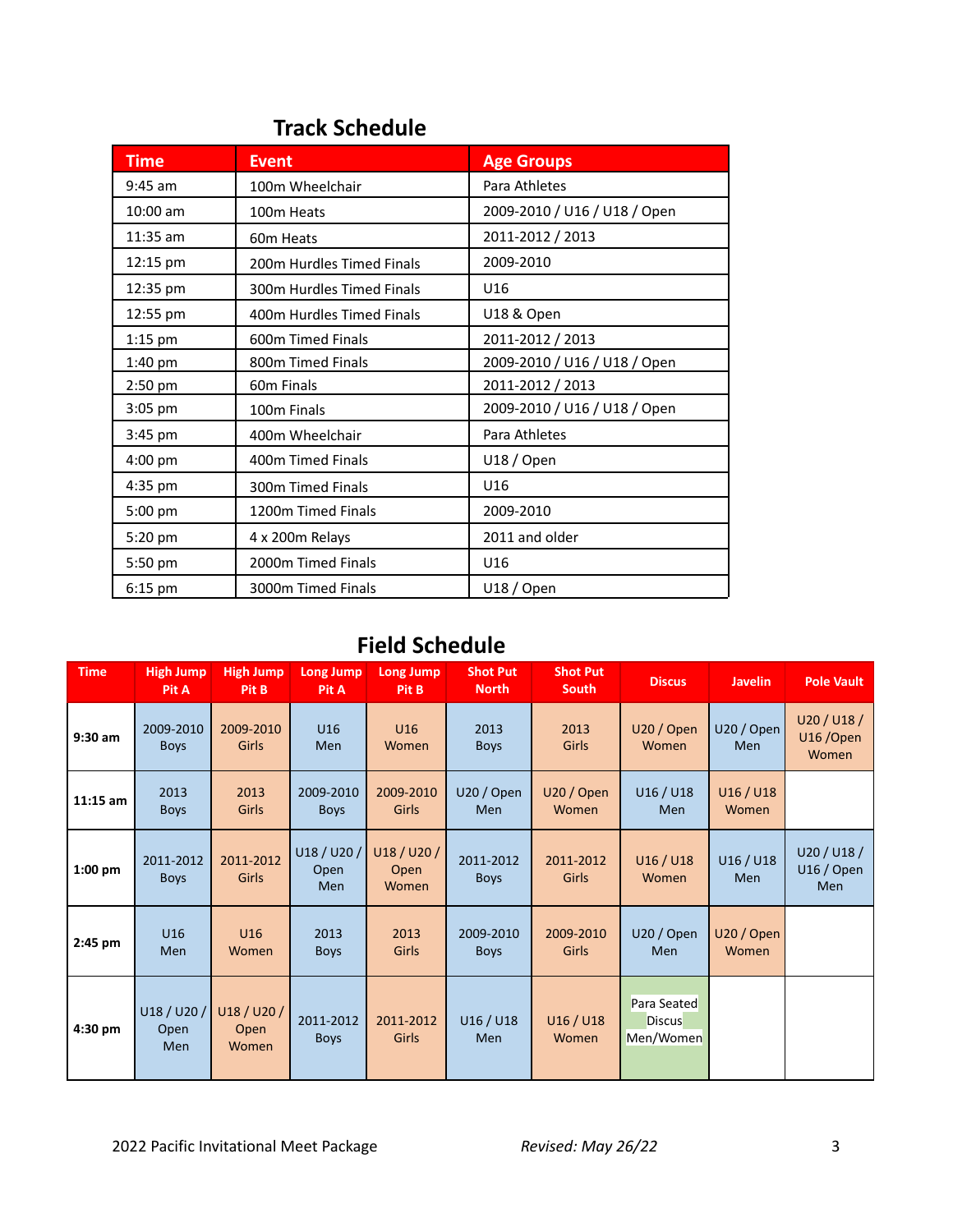## Track Schedule

| Time | Event | Age Groups |
|---|---|---|
| 9:45 am | 100m Wheelchair | Para Athletes |
| 10:00 am | 100m Heats | 2009-2010 / U16 / U18 / Open |
| 11:35 am | 60m Heats | 2011-2012 / 2013 |
| 12:15 pm | 200m Hurdles Timed Finals | 2009-2010 |
| 12:35 pm | 300m Hurdles Timed Finals | U16 |
| 12:55 pm | 400m Hurdles Timed Finals | U18 & Open |
| 1:15 pm | 600m Timed Finals | 2011-2012 / 2013 |
| 1:40 pm | 800m Timed Finals | 2009-2010 / U16 / U18 / Open |
| 2:50 pm | 60m Finals | 2011-2012 / 2013 |
| 3:05 pm | 100m Finals | 2009-2010 / U16 / U18 / Open |
| 3:45 pm | 400m Wheelchair | Para Athletes |
| 4:00 pm | 400m Timed Finals | U18 / Open |
| 4:35 pm | 300m Timed Finals | U16 |
| 5:00 pm | 1200m Timed Finals | 2009-2010 |
| 5:20 pm | 4 x 200m Relays | 2011 and older |
| 5:50 pm | 2000m Timed Finals | U16 |
| 6:15 pm | 3000m Timed Finals | U18 / Open |

## Field Schedule

| Time | High Jump Pit A | High Jump Pit B | Long Jump Pit A | Long Jump Pit B | Shot Put North | Shot Put South | Discus | Javelin | Pole Vault |
|---|---|---|---|---|---|---|---|---|---|
| **9:30 am** | 2009-2010 Boys | 2009-2010 Girls | U16 Men | U16 Women | 2013 Boys | 2013 Girls | U20 / Open Women | U20 / Open Men | U20 / U18 / U16 /Open Women |
| **11:15 am** | 2013 Boys | 2013 Girls | 2009-2010 Boys | 2009-2010 Girls | U20 / Open Men | U20 / Open Women | U16 / U18 Men | U16 / U18 Women | |
| **1:00 pm** | 2011-2012 Boys | 2011-2012 Girls | U18 / U20 / Open Men | U18 / U20 / Open Women | 2011-2012 Boys | 2011-2012 Girls | U16 / U18 Women | U16 / U18 Men | U20 / U18 / U16 / Open Men |
| **2:45 pm** | U16 Men | U16 Women | 2013 Boys | 2013 Girls | 2009-2010 Boys | 2009-2010 Girls | U20 / Open Men | U20 / Open Women | |
| **4:30 pm** | U18 / U20 / Open Men | U18 / U20 / Open Women | 2011-2012 Boys | 2011-2012 Girls | U16 / U18 Men | U16 / U18 Women | Para Seated Discus Men/Women | | |

2022 Pacific Invitational Meet Package *Revised: May 26/22*